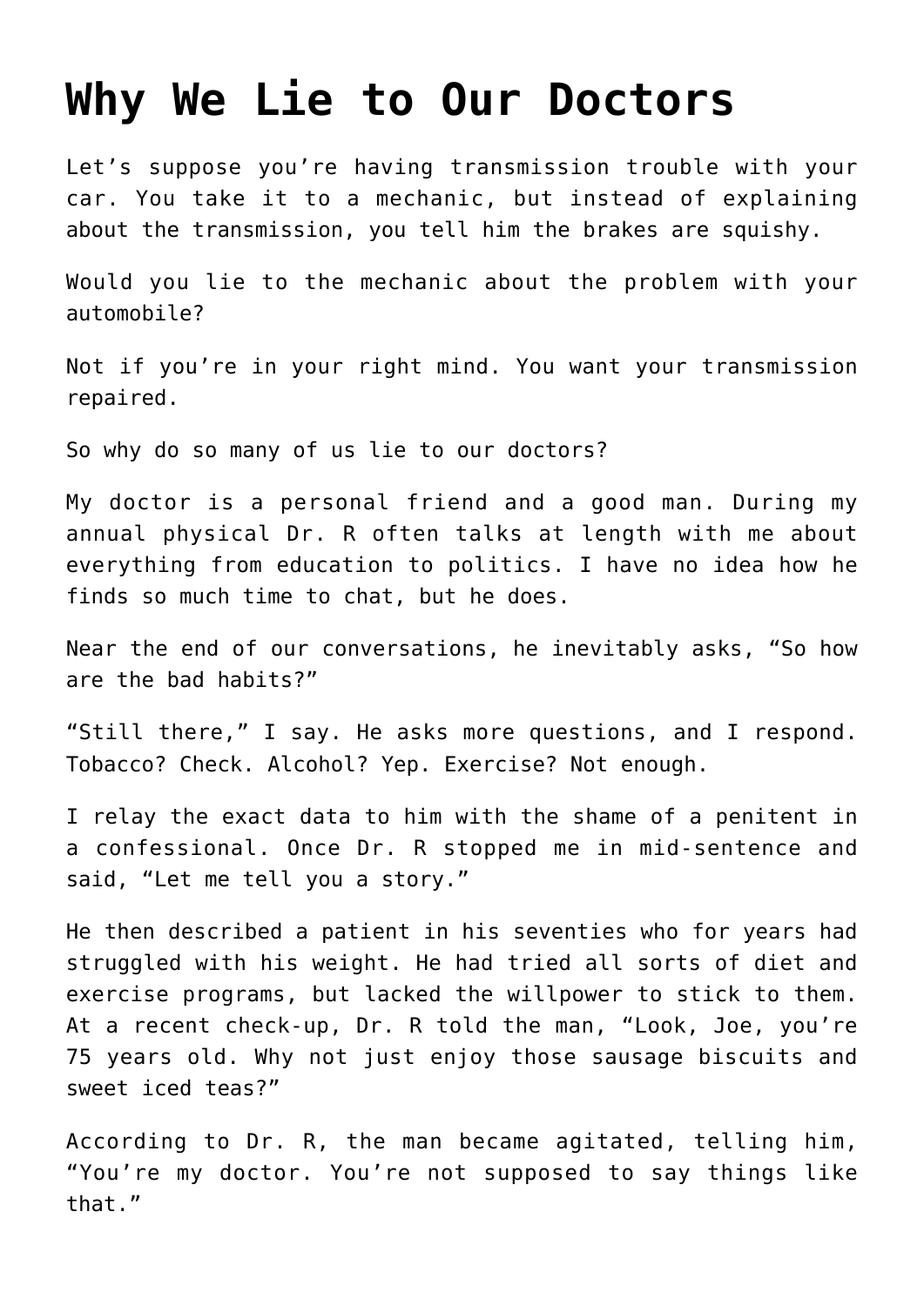# Why We Lie to Our Doctors

Let’s suppose you’re having transmission trouble with your car. You take it to a mechanic, but instead of explaining about the transmission, you tell him the brakes are squishy.

Would you lie to the mechanic about the problem with your automobile?

Not if you’re in your right mind. You want your transmission repaired.

So why do so many of us lie to our doctors?

My doctor is a personal friend and a good man. During my annual physical Dr. R often talks at length with me about everything from education to politics. I have no idea how he finds so much time to chat, but he does.

Near the end of our conversations, he inevitably asks, “So how are the bad habits?”

“Still there,” I say. He asks more questions, and I respond. Tobacco? Check. Alcohol? Yep. Exercise? Not enough.

I relay the exact data to him with the shame of a penitent in a confessional. Once Dr. R stopped me in mid-sentence and said, “Let me tell you a story.”

He then described a patient in his seventies who for years had struggled with his weight. He had tried all sorts of diet and exercise programs, but lacked the willpower to stick to them. At a recent check-up, Dr. R told the man, “Look, Joe, you’re 75 years old. Why not just enjoy those sausage biscuits and sweet iced teas?”

According to Dr. R, the man became agitated, telling him, “You’re my doctor. You’re not supposed to say things like that.”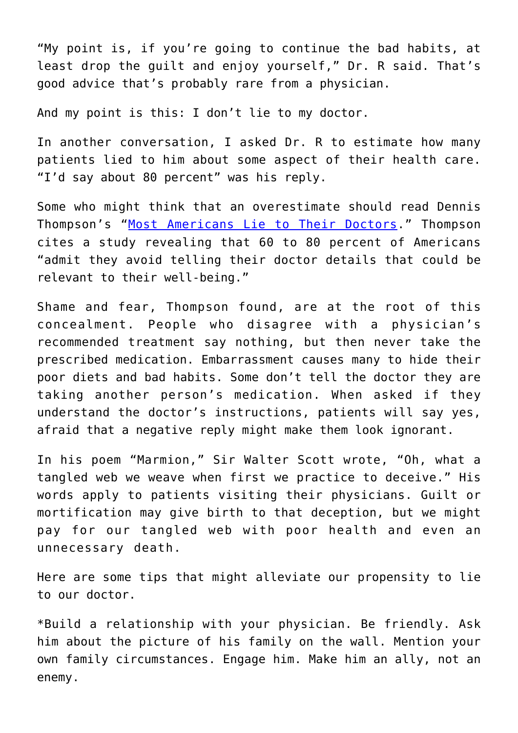“My point is, if you’re going to continue the bad habits, at least drop the guilt and enjoy yourself,” Dr. R said. That’s good advice that’s probably rare from a physician.

And my point is this: I don’t lie to my doctor.

In another conversation, I asked Dr. R to estimate how many patients lied to him about some aspect of their health care. “I’d say about 80 percent” was his reply.

Some who might think that an overestimate should read Dennis Thompson’s “Most Americans Lie to Their Doctors.” Thompson cites a study revealing that 60 to 80 percent of Americans “admit they avoid telling their doctor details that could be relevant to their well-being.”

Shame and fear, Thompson found, are at the root of this concealment. People who disagree with a physician’s recommended treatment say nothing, but then never take the prescribed medication. Embarrassment causes many to hide their poor diets and bad habits. Some don’t tell the doctor they are taking another person’s medication. When asked if they understand the doctor’s instructions, patients will say yes, afraid that a negative reply might make them look ignorant.

In his poem “Marmion,” Sir Walter Scott wrote, “Oh, what a tangled web we weave when first we practice to deceive.” His words apply to patients visiting their physicians. Guilt or mortification may give birth to that deception, but we might pay for our tangled web with poor health and even an unnecessary death.

Here are some tips that might alleviate our propensity to lie to our doctor.

*Build a relationship with your physician. Be friendly. Ask him about the picture of his family on the wall. Mention your own family circumstances. Engage him. Make him an ally, not an enemy.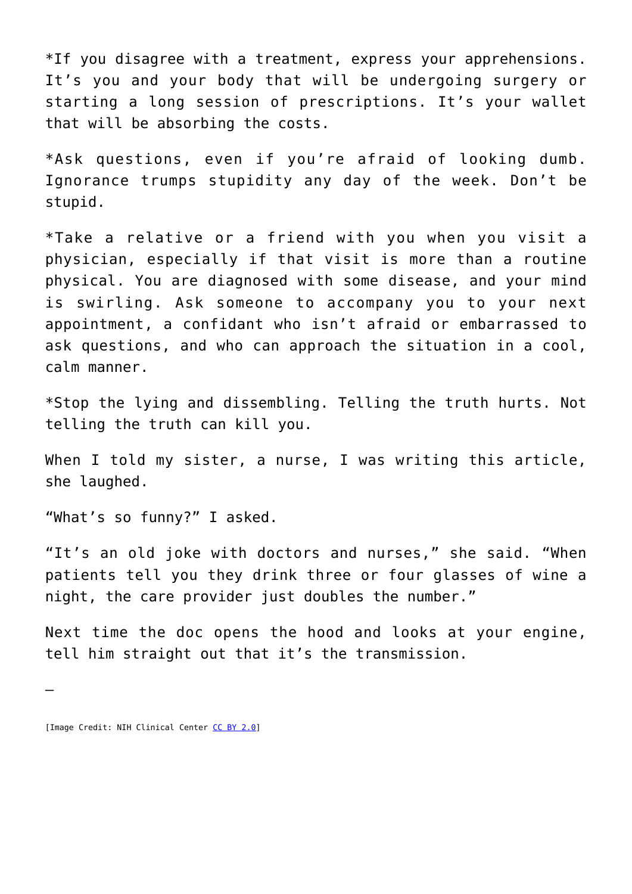*If you disagree with a treatment, express your apprehensions. It's you and your body that will be undergoing surgery or starting a long session of prescriptions. It's your wallet that will be absorbing the costs.

*Ask questions, even if you're afraid of looking dumb. Ignorance trumps stupidity any day of the week. Don't be stupid.

*Take a relative or a friend with you when you visit a physician, especially if that visit is more than a routine physical. You are diagnosed with some disease, and your mind is swirling. Ask someone to accompany you to your next appointment, a confidant who isn't afraid or embarrassed to ask questions, and who can approach the situation in a cool, calm manner.

*Stop the lying and dissembling. Telling the truth hurts. Not telling the truth can kill you.

When I told my sister, a nurse, I was writing this article, she laughed.

"What's so funny?" I asked.

"It's an old joke with doctors and nurses," she said. "When patients tell you they drink three or four glasses of wine a night, the care provider just doubles the number."

Next time the doc opens the hood and looks at your engine, tell him straight out that it's the transmission.

—

[Image Credit: NIH Clinical Center CC BY 2.0]